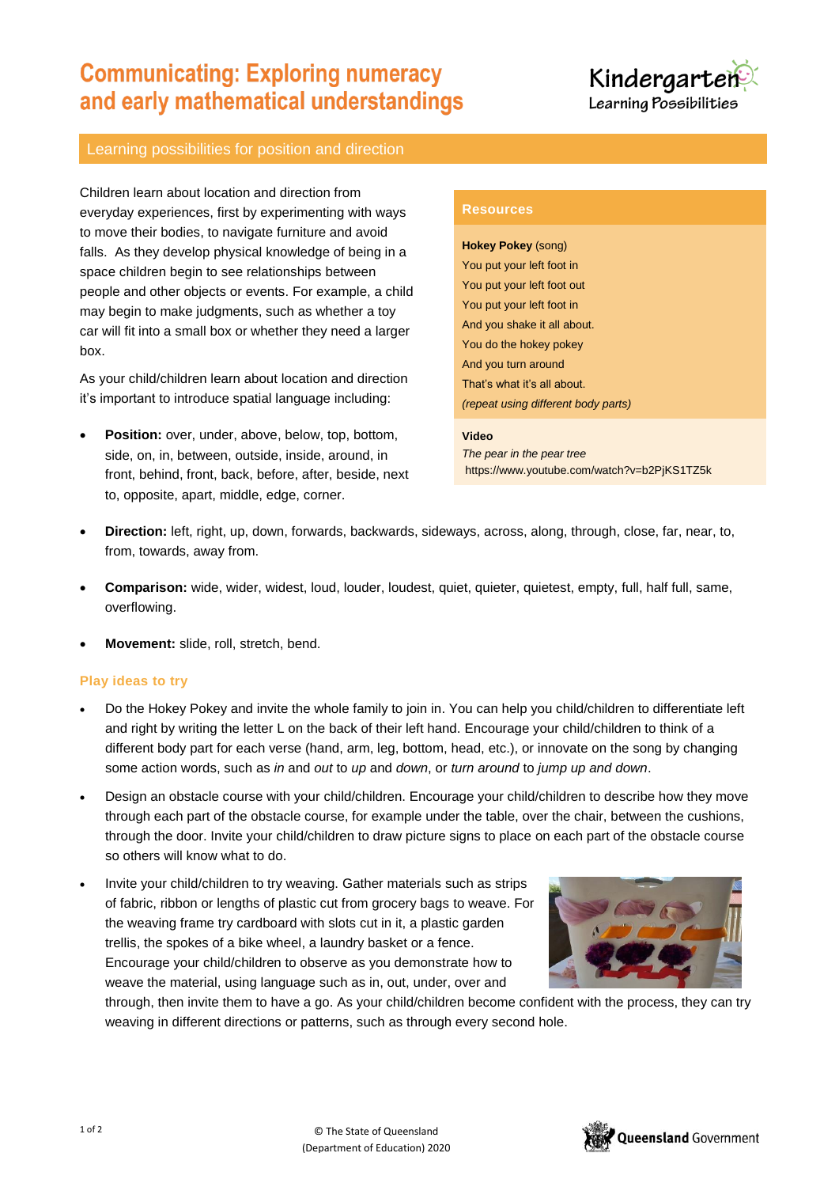# Communicating: Exploring numeracy and early mathematical understandings

Kindergarten Learning Possibilities

## Learning possibilities for position and direction

Children learn about location and direction from everyday experiences, first by experimenting with ways to move their bodies, to navigate furniture and avoid falls. As they develop physical knowledge of being in a space children begin to see relationships between people and other objects or events. For example, a child may begin to make judgments, such as whether a toy car will fit into a small box or whether they need a larger box.

As your child/children learn about location and direction it's important to introduce spatial language including:

- **Position:** over, under, above, below, top, bottom, side, on, in, between, outside, inside, around, in front, behind, front, back, before, after, beside, next to, opposite, apart, middle, edge, corner.
- **Direction:** left, right, up, down, forwards, backwards, sideways, across, along, through, close, far, near, to, from, towards, away from.
- **Comparison:** wide, wider, widest, loud, louder, loudest, quiet, quieter, quietest, empty, full, half full, same, overflowing.
- **Movement:** slide, roll, stretch, bend.

### Resources

**Hokey Pokey** (song)
You put your left foot in
You put your left foot out
You put your left foot in
And you shake it all about.
You do the hokey pokey
And you turn around
That's what it's all about.
*(repeat using different body parts)*

**Video**
*The pear in the pear tree*
https://www.youtube.com/watch?v=b2PjKS1TZ5k

### Play ideas to try

- Do the Hokey Pokey and invite the whole family to join in. You can help you child/children to differentiate left and right by writing the letter L on the back of their left hand. Encourage your child/children to think of a different body part for each verse (hand, arm, leg, bottom, head, etc.), or innovate on the song by changing some action words, such as *in* and *out* to *up* and *down*, or *turn around* to *jump up and down*.
- Design an obstacle course with your child/children. Encourage your child/children to describe how they move through each part of the obstacle course, for example under the table, over the chair, between the cushions, through the door. Invite your child/children to draw picture signs to place on each part of the obstacle course so others will know what to do.
- Invite your child/children to try weaving. Gather materials such as strips of fabric, ribbon or lengths of plastic cut from grocery bags to weave. For the weaving frame try cardboard with slots cut in it, a plastic garden trellis, the spokes of a bike wheel, a laundry basket or a fence. Encourage your child/children to observe as you demonstrate how to weave the material, using language such as in, out, under, over and through, then invite them to have a go. As your child/children become confident with the process, they can try weaving in different directions or patterns, such as through every second hole.

© The State of Queensland (Department of Education) 2020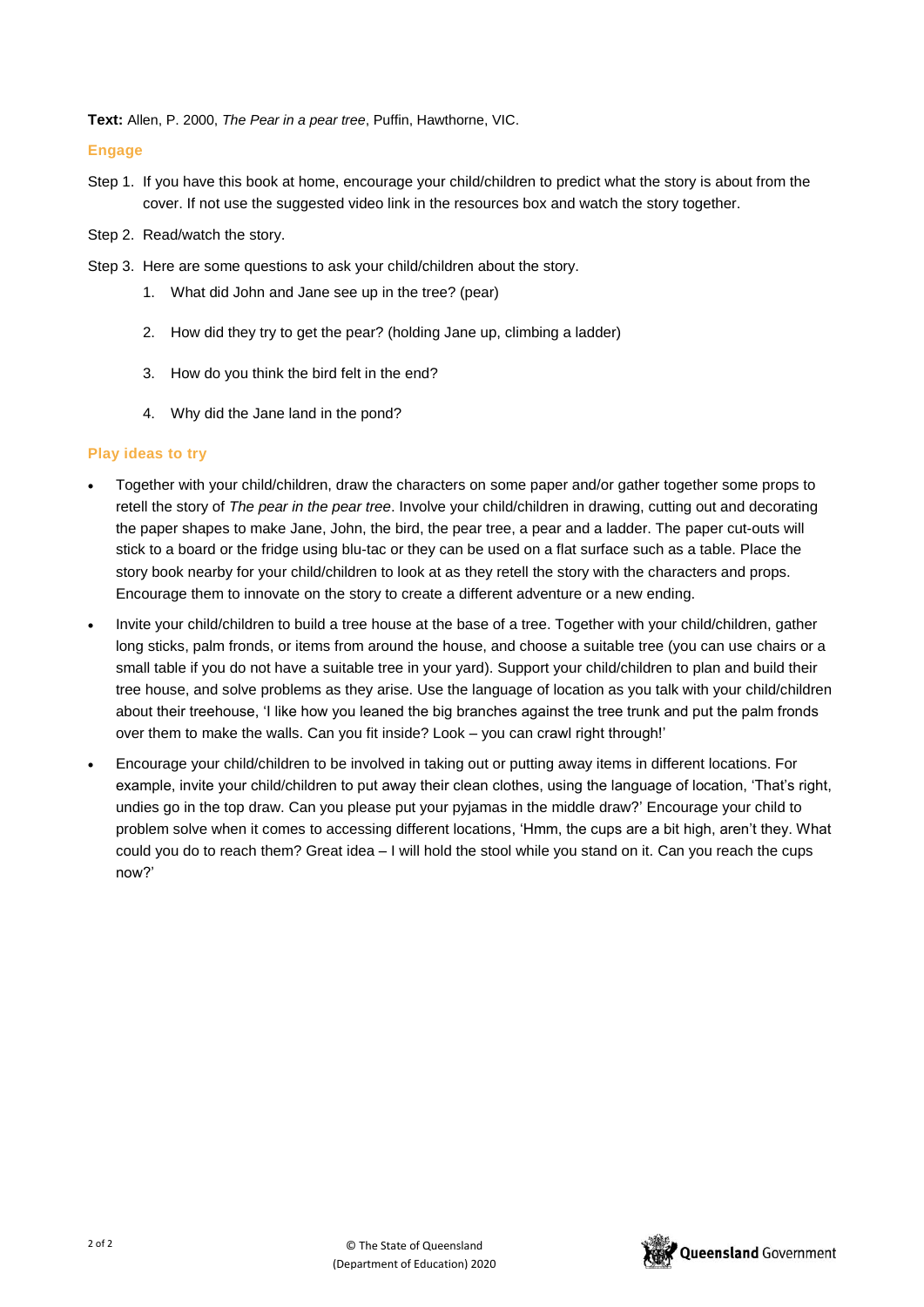**Text:** Allen, P. 2000, *The Pear in a pear tree*, Puffin, Hawthorne, VIC.

## Engage

Step 1. If you have this book at home, encourage your child/children to predict what the story is about from the cover. If not use the suggested video link in the resources box and watch the story together.

Step 2. Read/watch the story.

Step 3. Here are some questions to ask your child/children about the story.

1. What did John and Jane see up in the tree? (pear)
2. How did they try to get the pear? (holding Jane up, climbing a ladder)
3. How do you think the bird felt in the end?
4. Why did the Jane land in the pond?

## Play ideas to try

- Together with your child/children, draw the characters on some paper and/or gather together some props to retell the story of *The pear in the pear tree*. Involve your child/children in drawing, cutting out and decorating the paper shapes to make Jane, John, the bird, the pear tree, a pear and a ladder. The paper cut-outs will stick to a board or the fridge using blu-tac or they can be used on a flat surface such as a table. Place the story book nearby for your child/children to look at as they retell the story with the characters and props. Encourage them to innovate on the story to create a different adventure or a new ending.
- Invite your child/children to build a tree house at the base of a tree. Together with your child/children, gather long sticks, palm fronds, or items from around the house, and choose a suitable tree (you can use chairs or a small table if you do not have a suitable tree in your yard). Support your child/children to plan and build their tree house, and solve problems as they arise. Use the language of location as you talk with your child/children about their treehouse, 'I like how you leaned the big branches against the tree trunk and put the palm fronds over them to make the walls. Can you fit inside? Look – you can crawl right through!'
- Encourage your child/children to be involved in taking out or putting away items in different locations. For example, invite your child/children to put away their clean clothes, using the language of location, 'That's right, undies go in the top draw. Can you please put your pyjamas in the middle draw?' Encourage your child to problem solve when it comes to accessing different locations, 'Hmm, the cups are a bit high, aren't they. What could you do to reach them? Great idea – I will hold the stool while you stand on it. Can you reach the cups now?'

© The State of Queensland (Department of Education) 2020